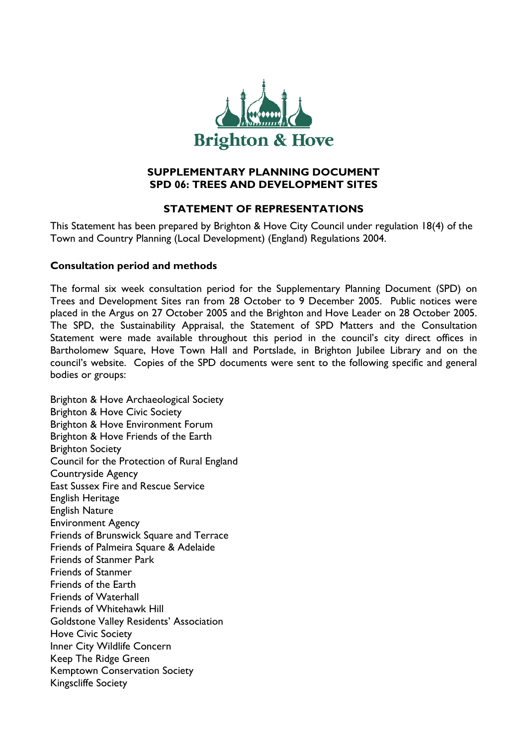Brighton & Hove

# SUPPLEMENTARY PLANNING DOCUMENT
# SPD 06: TREES AND DEVELOPMENT SITES

## STATEMENT OF REPRESENTATIONS

This Statement has been prepared by Brighton & Hove City Council under regulation 18(4) of the Town and Country Planning (Local Development) (England) Regulations 2004.

### Consultation period and methods

The formal six week consultation period for the Supplementary Planning Document (SPD) on Trees and Development Sites ran from 28 October to 9 December 2005. Public notices were placed in the Argus on 27 October 2005 and the Brighton and Hove Leader on 28 October 2005. The SPD, the Sustainability Appraisal, the Statement of SPD Matters and the Consultation Statement were made available throughout this period in the council's city direct offices in Bartholomew Square, Hove Town Hall and Portslade, in Brighton Jubilee Library and on the council's website. Copies of the SPD documents were sent to the following specific and general bodies or groups:

Brighton & Hove Archaeological Society
Brighton & Hove Civic Society
Brighton & Hove Environment Forum
Brighton & Hove Friends of the Earth
Brighton Society
Council for the Protection of Rural England
Countryside Agency
East Sussex Fire and Rescue Service
English Heritage
English Nature
Environment Agency
Friends of Brunswick Square and Terrace
Friends of Palmeira Square & Adelaide
Friends of Stanmer Park
Friends of Stanmer
Friends of the Earth
Friends of Waterhall
Friends of Whitehawk Hill
Goldstone Valley Residents' Association
Hove Civic Society
Inner City Wildlife Concern
Keep The Ridge Green
Kemptown Conservation Society
Kingscliffe Society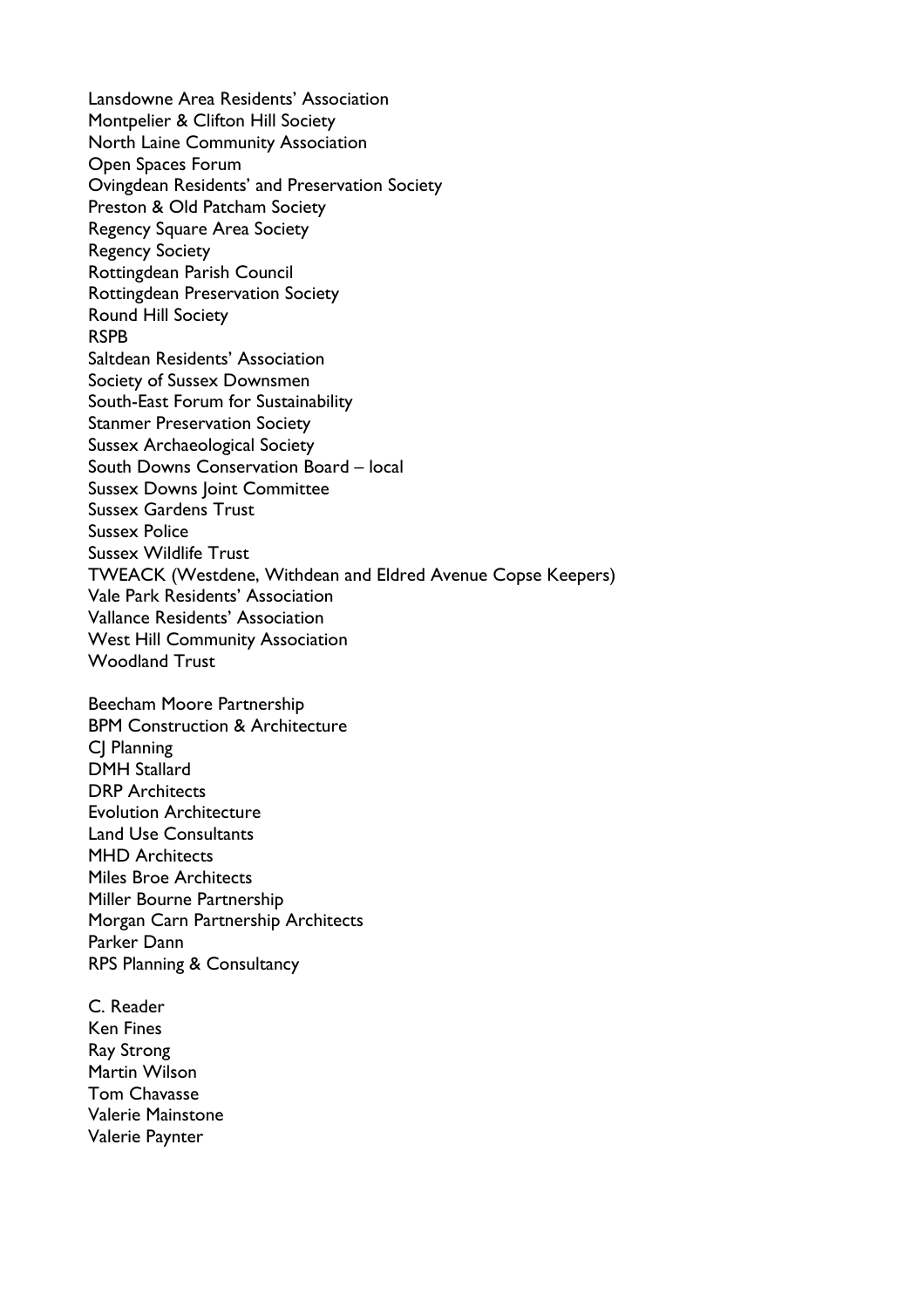Lansdowne Area Residents' Association
Montpelier & Clifton Hill Society
North Laine Community Association
Open Spaces Forum
Ovingdean Residents' and Preservation Society
Preston & Old Patcham Society
Regency Square Area Society
Regency Society
Rottingdean Parish Council
Rottingdean Preservation Society
Round Hill Society
RSPB
Saltdean Residents' Association
Society of Sussex Downsmen
South-East Forum for Sustainability
Stanmer Preservation Society
Sussex Archaeological Society
South Downs Conservation Board – local
Sussex Downs Joint Committee
Sussex Gardens Trust
Sussex Police
Sussex Wildlife Trust
TWEACK (Westdene, Withdean and Eldred Avenue Copse Keepers)
Vale Park Residents' Association
Vallance Residents' Association
West Hill Community Association
Woodland Trust

Beecham Moore Partnership
BPM Construction & Architecture
CJ Planning
DMH Stallard
DRP Architects
Evolution Architecture
Land Use Consultants
MHD Architects
Miles Broe Architects
Miller Bourne Partnership
Morgan Carn Partnership Architects
Parker Dann
RPS Planning & Consultancy

C. Reader
Ken Fines
Ray Strong
Martin Wilson
Tom Chavasse
Valerie Mainstone
Valerie Paynter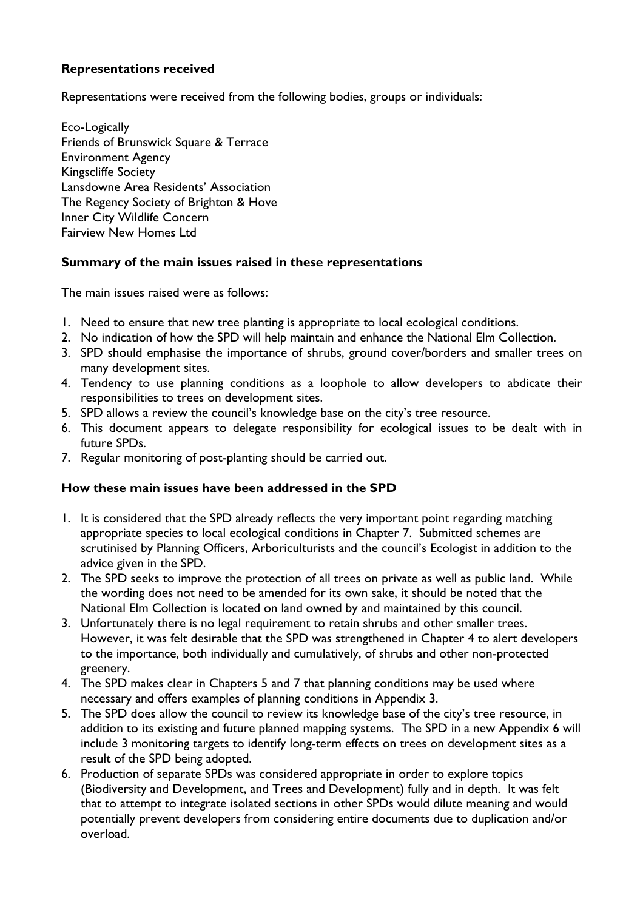**Representations received**

Representations were received from the following bodies, groups or individuals:

Eco-Logically
Friends of Brunswick Square & Terrace
Environment Agency
Kingscliffe Society
Lansdowne Area Residents' Association
The Regency Society of Brighton & Hove
Inner City Wildlife Concern
Fairview New Homes Ltd

**Summary of the main issues raised in these representations**

The main issues raised were as follows:

1. Need to ensure that new tree planting is appropriate to local ecological conditions.
2. No indication of how the SPD will help maintain and enhance the National Elm Collection.
3. SPD should emphasise the importance of shrubs, ground cover/borders and smaller trees on many development sites.
4. Tendency to use planning conditions as a loophole to allow developers to abdicate their responsibilities to trees on development sites.
5. SPD allows a review the council's knowledge base on the city's tree resource.
6. This document appears to delegate responsibility for ecological issues to be dealt with in future SPDs.
7. Regular monitoring of post-planting should be carried out.

**How these main issues have been addressed in the SPD**

1. It is considered that the SPD already reflects the very important point regarding matching appropriate species to local ecological conditions in Chapter 7. Submitted schemes are scrutinised by Planning Officers, Arboriculturists and the council's Ecologist in addition to the advice given in the SPD.
2. The SPD seeks to improve the protection of all trees on private as well as public land. While the wording does not need to be amended for its own sake, it should be noted that the National Elm Collection is located on land owned by and maintained by this council.
3. Unfortunately there is no legal requirement to retain shrubs and other smaller trees. However, it was felt desirable that the SPD was strengthened in Chapter 4 to alert developers to the importance, both individually and cumulatively, of shrubs and other non-protected greenery.
4. The SPD makes clear in Chapters 5 and 7 that planning conditions may be used where necessary and offers examples of planning conditions in Appendix 3.
5. The SPD does allow the council to review its knowledge base of the city's tree resource, in addition to its existing and future planned mapping systems. The SPD in a new Appendix 6 will include 3 monitoring targets to identify long-term effects on trees on development sites as a result of the SPD being adopted.
6. Production of separate SPDs was considered appropriate in order to explore topics (Biodiversity and Development, and Trees and Development) fully and in depth. It was felt that to attempt to integrate isolated sections in other SPDs would dilute meaning and would potentially prevent developers from considering entire documents due to duplication and/or overload.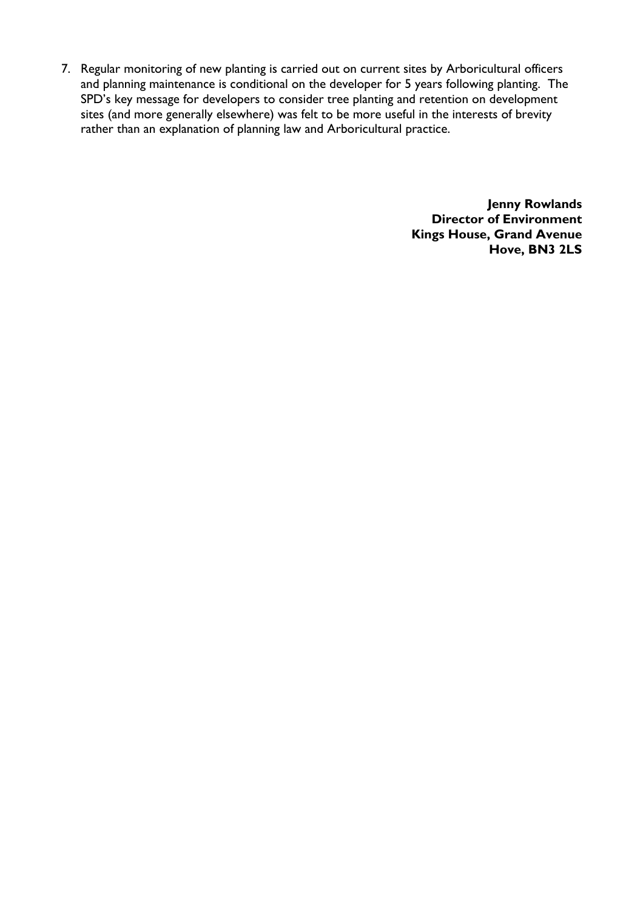7. Regular monitoring of new planting is carried out on current sites by Arboricultural officers and planning maintenance is conditional on the developer for 5 years following planting. The SPD's key message for developers to consider tree planting and retention on development sites (and more generally elsewhere) was felt to be more useful in the interests of brevity rather than an explanation of planning law and Arboricultural practice.

**Jenny Rowlands**
**Director of Environment**
**Kings House, Grand Avenue**
**Hove, BN3 2LS**